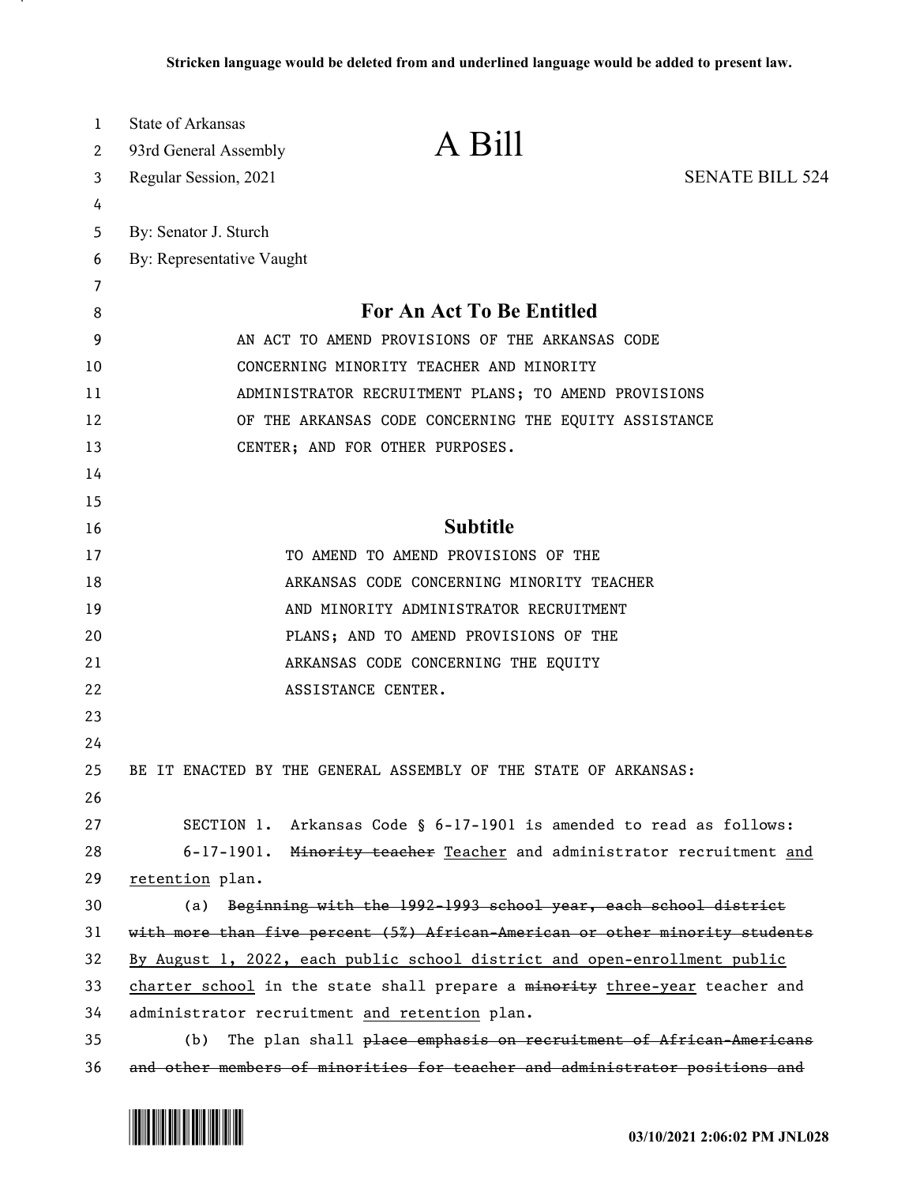**Stricken language would be deleted from and underlined language would be added to present law.**

State of Arkansas
93rd General Assembly
Regular Session, 2021

# A Bill

SENATE BILL 524

By: Senator J. Sturch
By: Representative Vaught

## For An Act To Be Entitled

AN ACT TO AMEND PROVISIONS OF THE ARKANSAS CODE CONCERNING MINORITY TEACHER AND MINORITY ADMINISTRATOR RECRUITMENT PLANS; TO AMEND PROVISIONS OF THE ARKANSAS CODE CONCERNING THE EQUITY ASSISTANCE CENTER; AND FOR OTHER PURPOSES.

## Subtitle

TO AMEND TO AMEND PROVISIONS OF THE ARKANSAS CODE CONCERNING MINORITY TEACHER AND MINORITY ADMINISTRATOR RECRUITMENT PLANS; AND TO AMEND PROVISIONS OF THE ARKANSAS CODE CONCERNING THE EQUITY ASSISTANCE CENTER.

BE IT ENACTED BY THE GENERAL ASSEMBLY OF THE STATE OF ARKANSAS:

SECTION 1. Arkansas Code § 6-17-1901 is amended to read as follows:

6-17-1901. ~~Minority teacher~~ <u>Teacher</u> and administrator recruitment <u>and retention</u> plan.

(a) ~~Beginning with the 1992-1993 school year, each school district with more than five percent (5%) African-American or other minority students~~ <u>By August 1, 2022, each public school district and open-enrollment public charter school</u> in the state shall prepare a ~~minority~~ <u>three-year</u> teacher and administrator recruitment <u>and retention</u> plan.

(b) The plan shall ~~place emphasis on recruitment of African-Americans and other members of minorities for teacher and administrator positions and~~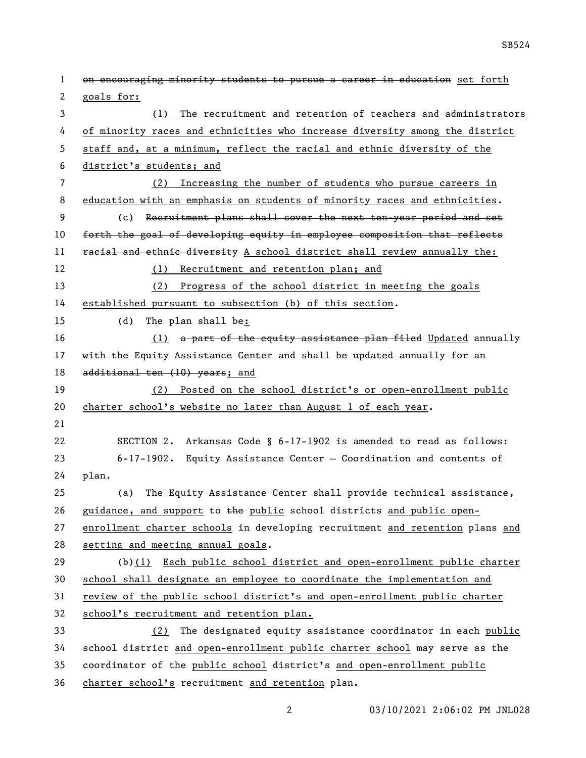~~on encouraging minority students to pursue a career in education~~ set forth goals for:

(1) The recruitment and retention of teachers and administrators of minority races and ethnicities who increase diversity among the district staff and, at a minimum, reflect the racial and ethnic diversity of the district's students; and

(2) Increasing the number of students who pursue careers in education with an emphasis on students of minority races and ethnicities.

(c) ~~Recruitment plans shall cover the next ten-year period and set forth the goal of developing equity in employee composition that reflects racial and ethnic diversity~~ A school district shall review annually the:

(1) Recruitment and retention plan; and

(2) Progress of the school district in meeting the goals established pursuant to subsection (b) of this section.

(d) The plan shall be:

(1) ~~a part of the equity assistance plan filed~~ Updated annually ~~with the Equity Assistance Center and shall be updated annually for an additional ten (10) years~~; and

(2) Posted on the school district's or open-enrollment public charter school's website no later than August 1 of each year.

SECTION 2. Arkansas Code § 6-17-1902 is amended to read as follows:

6-17-1902. Equity Assistance Center — Coordination and contents of plan.

(a) The Equity Assistance Center shall provide technical assistance, guidance, and support to ~~the~~ public school districts and public open-enrollment charter schools in developing recruitment and retention plans and setting and meeting annual goals.

(b)(1) Each public school district and open-enrollment public charter school shall designate an employee to coordinate the implementation and review of the public school district's and open-enrollment public charter school's recruitment and retention plan.

(2) The designated equity assistance coordinator in each public school district and open-enrollment public charter school may serve as the coordinator of the public school district's and open-enrollment public charter school's recruitment and retention plan.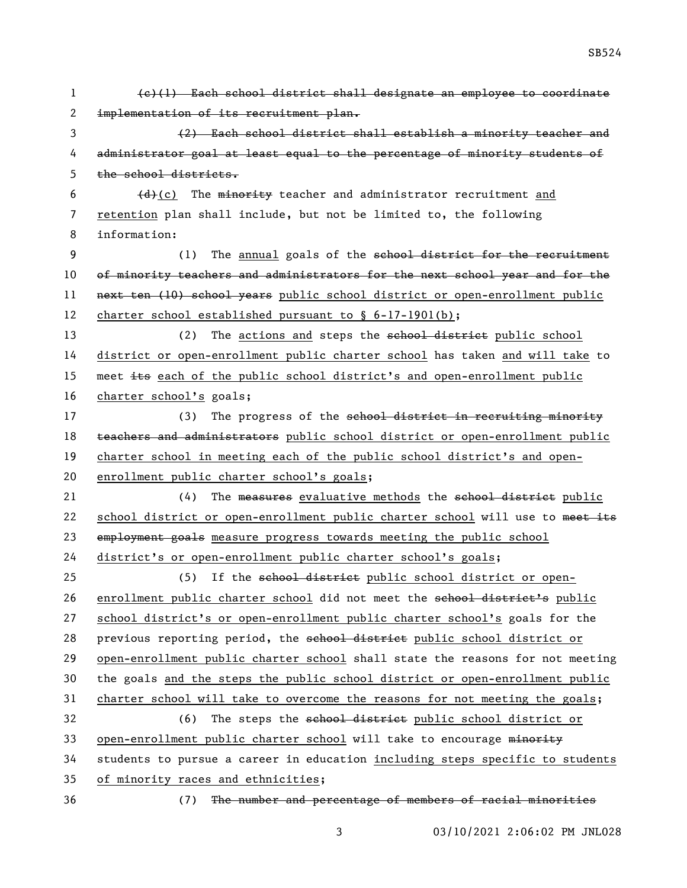~~(c)(1) Each school district shall designate an employee to coordinate implementation of its recruitment plan.~~

~~(2) Each school district shall establish a minority teacher and administrator goal at least equal to the percentage of minority students of the school districts.~~

~~(d)~~<u>(c)</u> The ~~minority~~ teacher and administrator recruitment <u>and retention</u> plan shall include, but not be limited to, the following information:

(1) The <u>annual</u> goals of the ~~school district for the recruitment of minority teachers and administrators for the next school year and for the next ten (10) school years~~ <u>public school district or open-enrollment public charter school established pursuant to § 6-17-1901(b)</u>;

(2) The <u>actions and</u> steps the ~~school district~~ <u>public school district or open-enrollment public charter school</u> has taken <u>and will take</u> to meet ~~its~~ <u>each of the public school district's and open-enrollment public charter school's</u> goals;

(3) The progress of the ~~school district in recruiting minority teachers and administrators~~ <u>public school district or open-enrollment public charter school in meeting each of the public school district's and open-enrollment public charter school's goals</u>;

(4) The ~~measures~~ <u>evaluative methods</u> the ~~school district~~ <u>public school district or open-enrollment public charter school</u> will use to ~~meet its employment goals~~ <u>measure progress towards meeting the public school district's or open-enrollment public charter school's goals</u>;

(5) If the ~~school district~~ <u>public school district or open-enrollment public charter school</u> did not meet the ~~school district's~~ <u>public school district's or open-enrollment public charter school's</u> goals for the previous reporting period, the ~~school district~~ <u>public school district or open-enrollment public charter school</u> shall state the reasons for not meeting the goals <u>and the steps the public school district or open-enrollment public charter school will take to overcome the reasons for not meeting the goals</u>;

(6) The steps the ~~school district~~ <u>public school district or open-enrollment public charter school</u> will take to encourage ~~minority~~ students to pursue a career in education <u>including steps specific to students of minority races and ethnicities</u>;

(7) ~~The number and percentage of members of racial minorities~~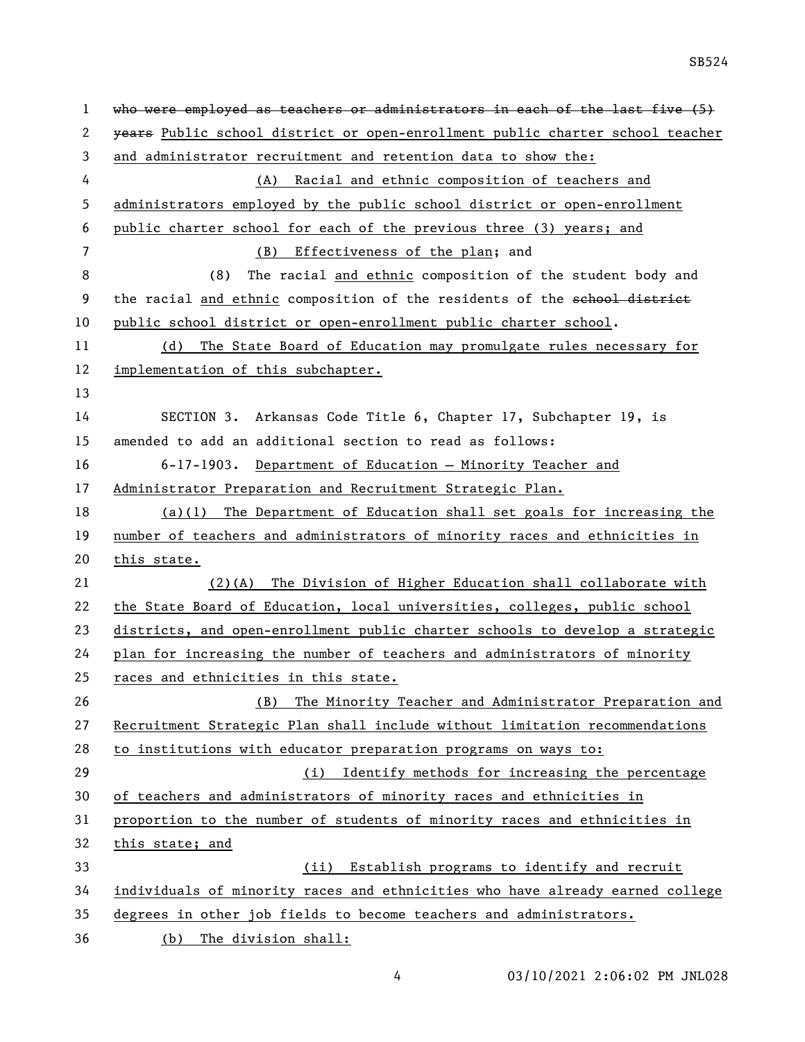who were employed as teachers or administrators in each of the last five (5) years Public school district or open-enrollment public charter school teacher and administrator recruitment and retention data to show the:

(A) Racial and ethnic composition of teachers and administrators employed by the public school district or open-enrollment public charter school for each of the previous three (3) years; and

(B) Effectiveness of the plan; and

(8) The racial and ethnic composition of the student body and the racial and ethnic composition of the residents of the school district public school district or open-enrollment public charter school.

(d) The State Board of Education may promulgate rules necessary for implementation of this subchapter.

SECTION 3. Arkansas Code Title 6, Chapter 17, Subchapter 19, is amended to add an additional section to read as follows:

6-17-1903. Department of Education — Minority Teacher and Administrator Preparation and Recruitment Strategic Plan.

(a)(1) The Department of Education shall set goals for increasing the number of teachers and administrators of minority races and ethnicities in this state.

(2)(A) The Division of Higher Education shall collaborate with the State Board of Education, local universities, colleges, public school districts, and open-enrollment public charter schools to develop a strategic plan for increasing the number of teachers and administrators of minority races and ethnicities in this state.

(B) The Minority Teacher and Administrator Preparation and Recruitment Strategic Plan shall include without limitation recommendations to institutions with educator preparation programs on ways to:

(i) Identify methods for increasing the percentage of teachers and administrators of minority races and ethnicities in proportion to the number of students of minority races and ethnicities in this state; and

(ii) Establish programs to identify and recruit individuals of minority races and ethnicities who have already earned college degrees in other job fields to become teachers and administrators.

(b) The division shall: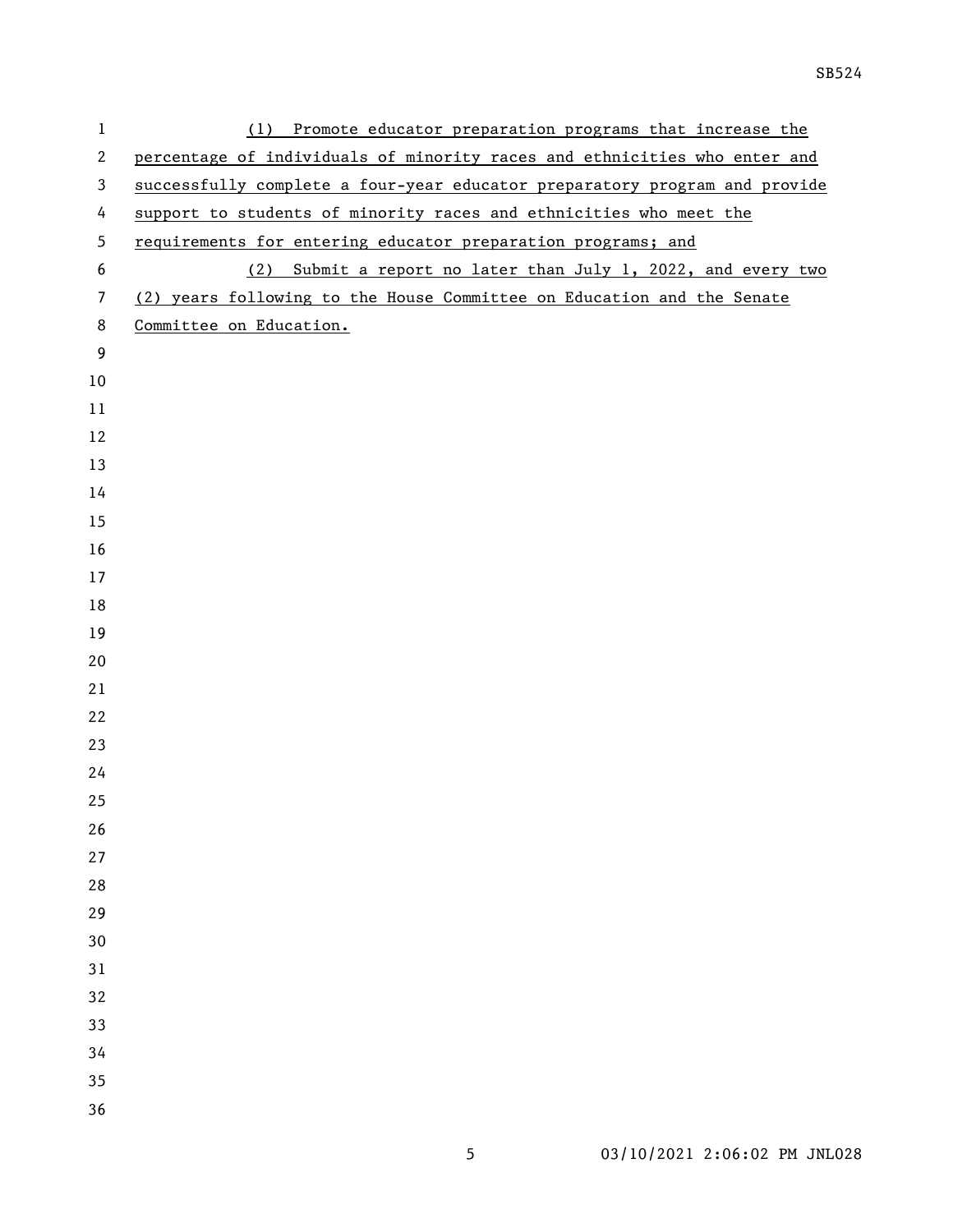(1) Promote educator preparation programs that increase the percentage of individuals of minority races and ethnicities who enter and successfully complete a four-year educator preparatory program and provide support to students of minority races and ethnicities who meet the requirements for entering educator preparation programs; and

(2) Submit a report no later than July 1, 2022, and every two (2) years following to the House Committee on Education and the Senate Committee on Education.